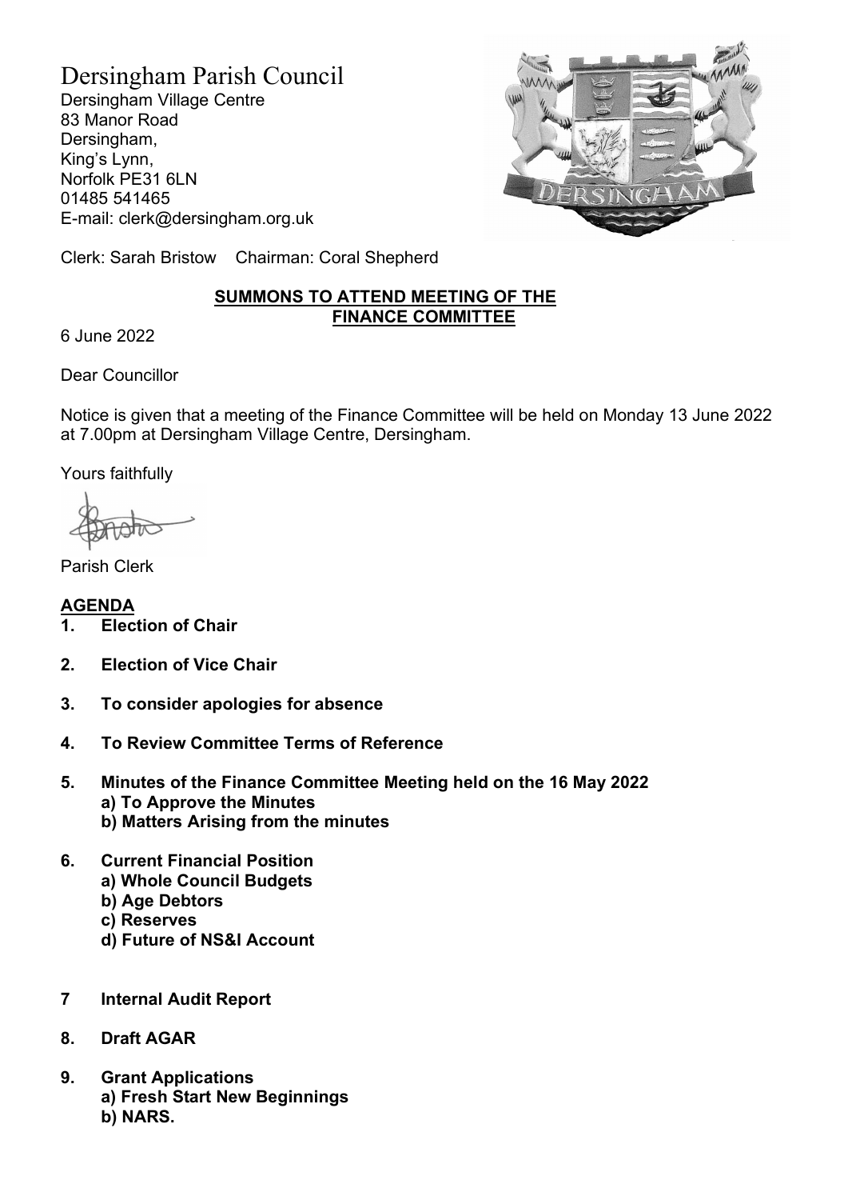# Dersingham Parish Council

Dersingham Village Centre
83 Manor Road
Dersingham,
King's Lynn,
Norfolk PE31 6LN
01485 541465
E-mail: clerk@dersingham.org.uk

Clerk: Sarah Bristow    Chairman: Coral Shepherd

## SUMMONS TO ATTEND MEETING OF THE FINANCE COMMITTEE

6 June 2022

Dear Councillor

Notice is given that a meeting of the Finance Committee will be held on Monday 13 June 2022 at 7.00pm at Dersingham Village Centre, Dersingham.

Yours faithfully

Parish Clerk

## AGENDA

1. **Election of Chair**

2. **Election of Vice Chair**

3. **To consider apologies for absence**

4. **To Review Committee Terms of Reference**

5. **Minutes of the Finance Committee Meeting held on the 16 May 2022**
   **a) To Approve the Minutes**
   **b) Matters Arising from the minutes**

6. **Current Financial Position**
   **a) Whole Council Budgets**
   **b) Age Debtors**
   **c) Reserves**
   **d) Future of NS&I Account**

7. **Internal Audit Report**

8. **Draft AGAR**

9. **Grant Applications**
   **a) Fresh Start New Beginnings**
   **b) NARS.**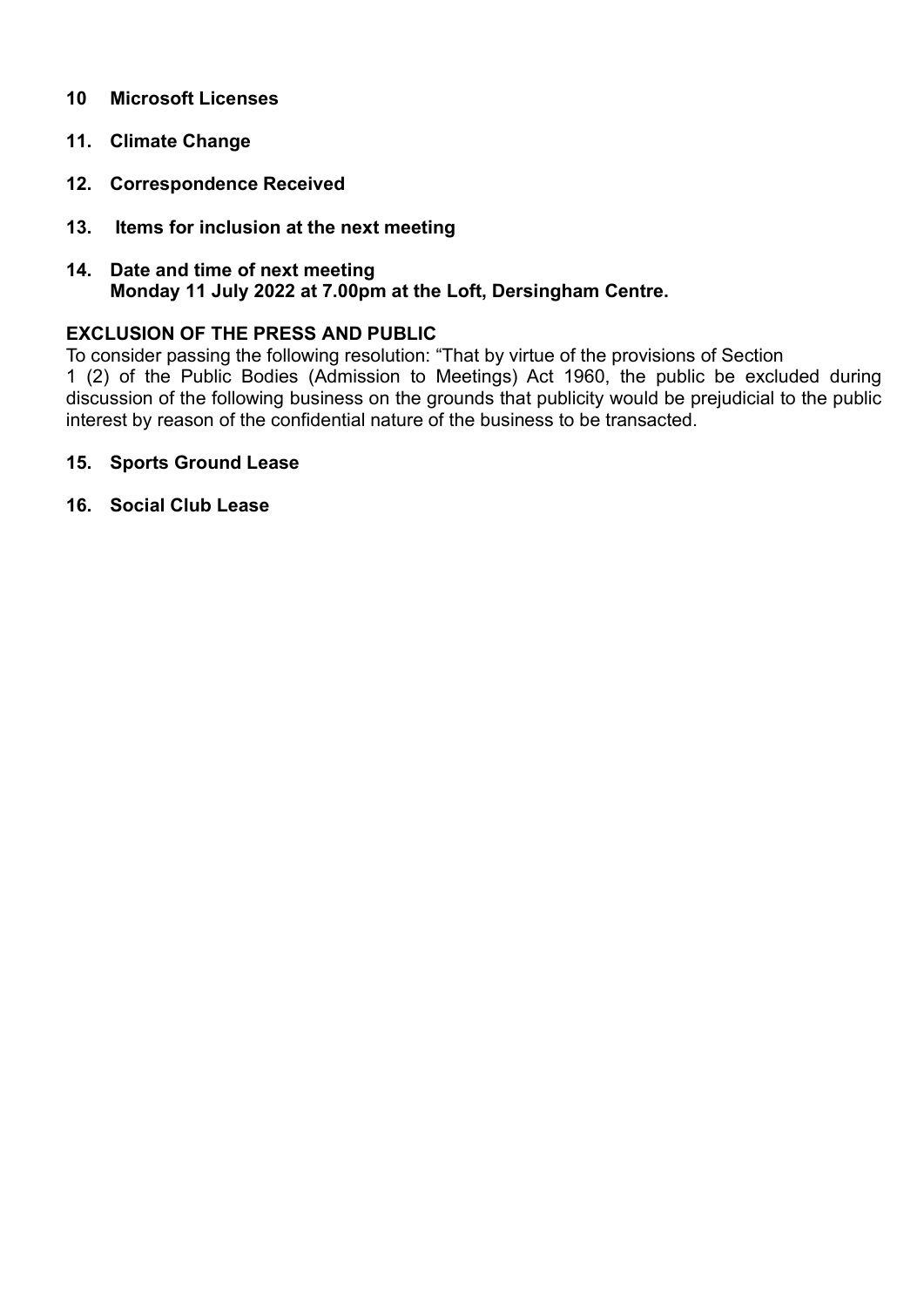**10 Microsoft Licenses**

**11. Climate Change**

**12. Correspondence Received**

**13. Items for inclusion at the next meeting**

**14. Date and time of next meeting**
**Monday 11 July 2022 at 7.00pm at the Loft, Dersingham Centre.**

**EXCLUSION OF THE PRESS AND PUBLIC**

To consider passing the following resolution: "That by virtue of the provisions of Section 1 (2) of the Public Bodies (Admission to Meetings) Act 1960, the public be excluded during discussion of the following business on the grounds that publicity would be prejudicial to the public interest by reason of the confidential nature of the business to be transacted.

**15. Sports Ground Lease**

**16. Social Club Lease**